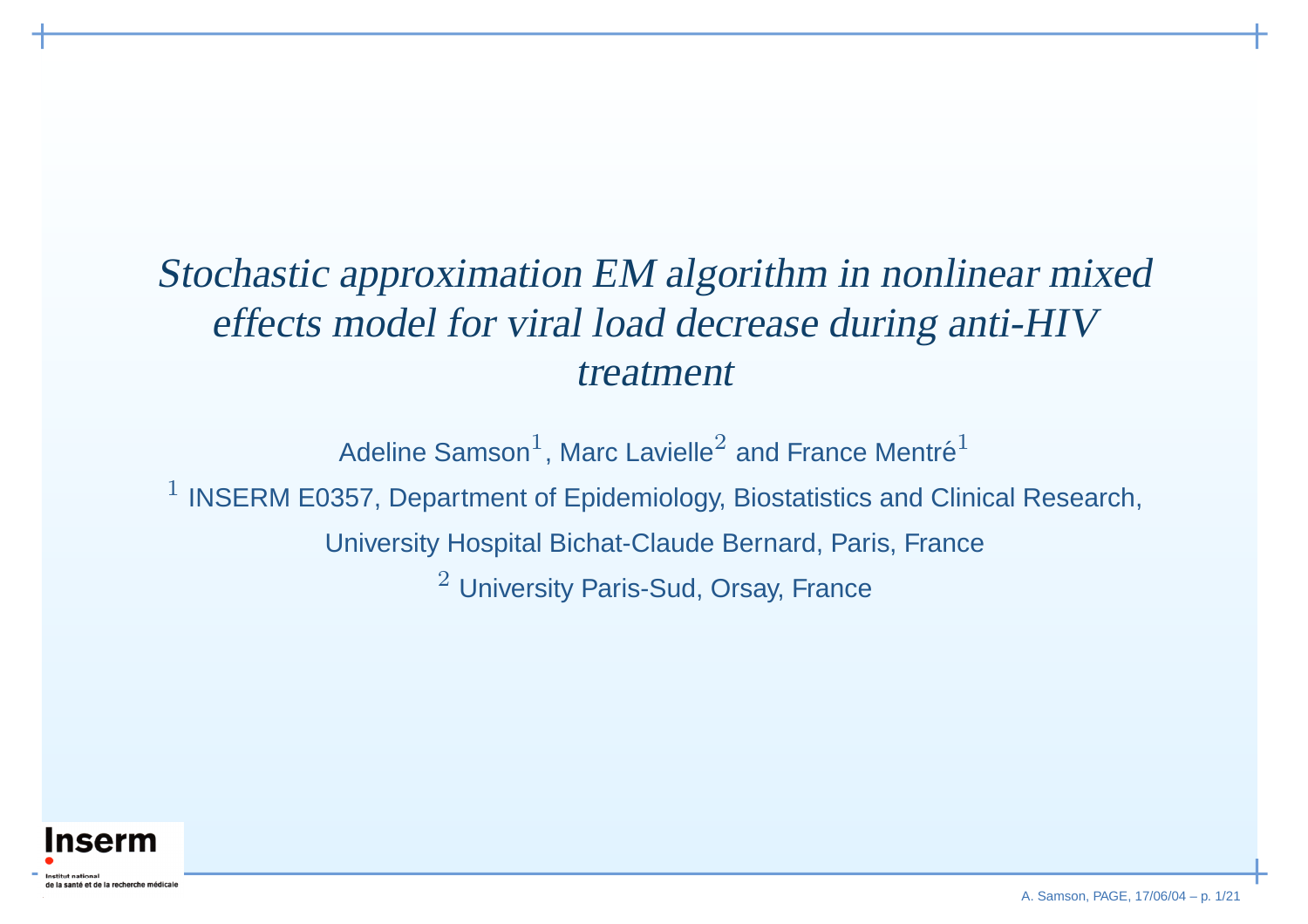# *Stochastic approximation EM algorithm in nonlinear mixed effects model for viral load decrease during anti-HIV treatment*

Adeline Samson[1], Marc Lavielle[2] and France Mentré[1]

[1] INSERM E0357, Department of Epidemiology, Biostatistics and Clinical Research,

University Hospital Bichat-Claude Bernard, Paris, France

[2] University Paris-Sud, Orsay, France

Inserm

Institut national
de la santé et de la recherche médicale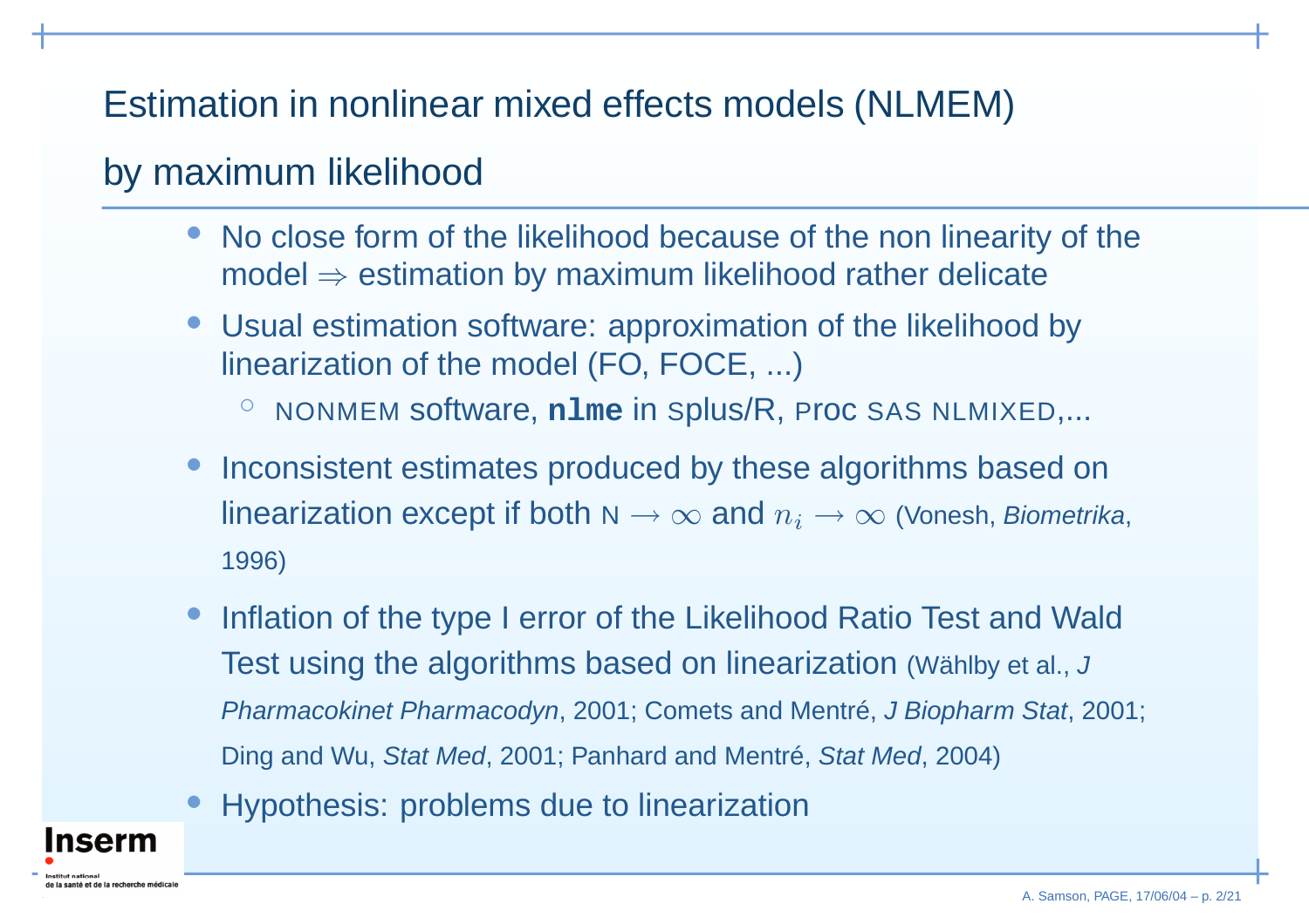## Estimation in nonlinear mixed effects models (NLMEM) by maximum likelihood

- No close form of the likelihood because of the non linearity of the model $\Rightarrow$ estimation by maximum likelihood rather delicate
- Usual estimation software: approximation of the likelihood by linearization of the model (FO, FOCE, ...)
  - NONMEM software, **`nlme`** in splus/R, Proc SAS NLMIXED,...
- Inconsistent estimates produced by these algorithms based on linearization except if both N $\rightarrow \infty$ and $n_i \rightarrow \infty$ (Vonesh, *Biometrika*, 1996)
- Inflation of the type I error of the Likelihood Ratio Test and Wald Test using the algorithms based on linearization (Wählby et al., *J Pharmacokinet Pharmacodyn*, 2001; Comets and Mentré, *J Biopharm Stat*, 2001; Ding and Wu, *Stat Med*, 2001; Panhard and Mentré, *Stat Med*, 2004)
- Hypothesis: problems due to linearization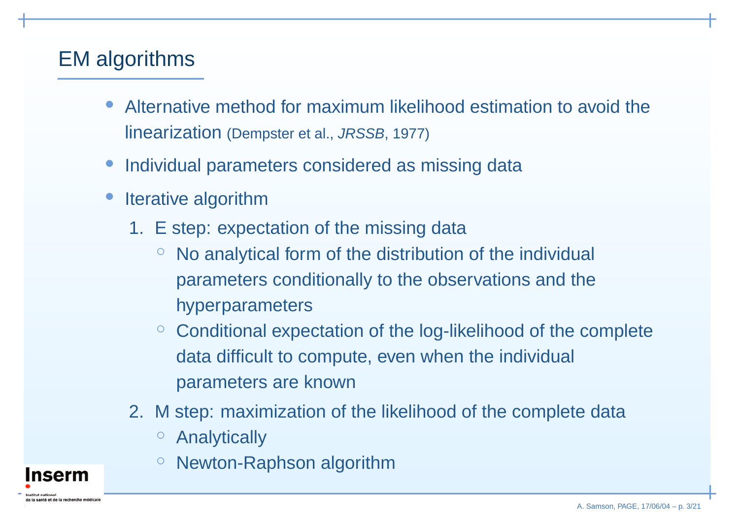# EM algorithms

- Alternative method for maximum likelihood estimation to avoid the linearization (Dempster et al., *JRSSB*, 1977)
- Individual parameters considered as missing data
- Iterative algorithm
  1. E step: expectation of the missing data
     - No analytical form of the distribution of the individual parameters conditionally to the observations and the hyperparameters
     - Conditional expectation of the log-likelihood of the complete data difficult to compute, even when the individual parameters are known
  2. M step: maximization of the likelihood of the complete data
     - Analytically
     - Newton-Raphson algorithm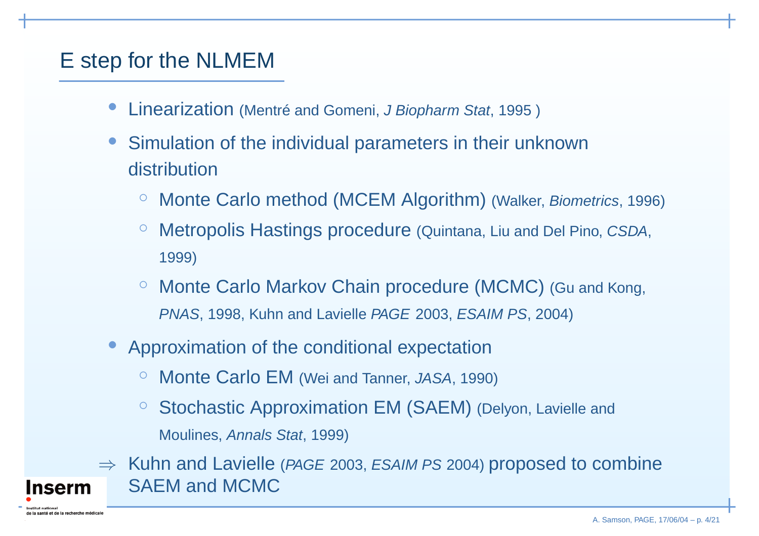# E step for the NLMEM

- Linearization (Mentré and Gomeni, *J Biopharm Stat*, 1995 )
- Simulation of the individual parameters in their unknown distribution
  - Monte Carlo method (MCEM Algorithm) (Walker, *Biometrics*, 1996)
  - Metropolis Hastings procedure (Quintana, Liu and Del Pino, *CSDA*, 1999)
  - Monte Carlo Markov Chain procedure (MCMC) (Gu and Kong, *PNAS*, 1998, Kuhn and Lavielle *PAGE* 2003, *ESAIM PS*, 2004)
- Approximation of the conditional expectation
  - Monte Carlo EM (Wei and Tanner, *JASA*, 1990)
  - Stochastic Approximation EM (SAEM) (Delyon, Lavielle and Moulines, *Annals Stat*, 1999)

$\Rightarrow$ Kuhn and Lavielle (*PAGE* 2003, *ESAIM PS* 2004) proposed to combine SAEM and MCMC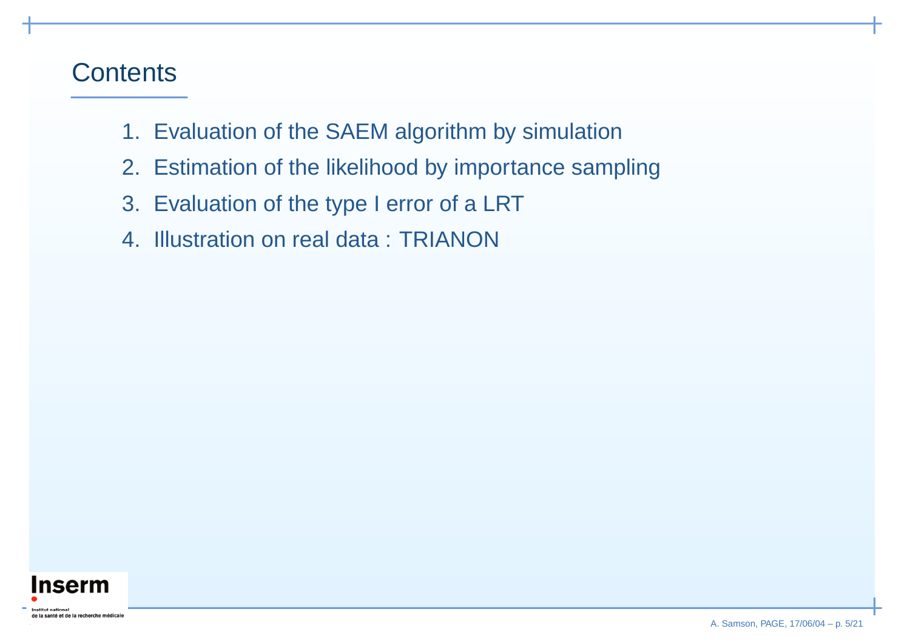## Contents

1. Evaluation of the SAEM algorithm by simulation
2. Estimation of the likelihood by importance sampling
3. Evaluation of the type I error of a LRT
4. Illustration on real data : TRIANON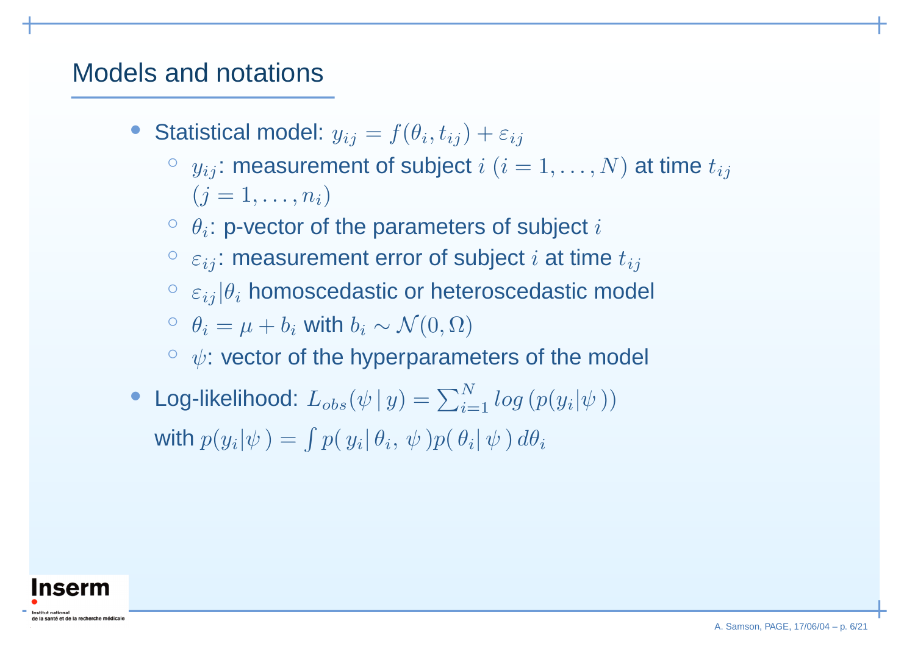## Models and notations

- Statistical model: $y_{ij} = f(\theta_i, t_{ij}) + \varepsilon_{ij}$
  - $y_{ij}$: measurement of subject $i$ $(i = 1, \ldots, N)$ at time $t_{ij}$ $(j = 1, \ldots, n_i)$
  - $\theta_i$: p-vector of the parameters of subject $i$
  - $\varepsilon_{ij}$: measurement error of subject $i$ at time $t_{ij}$
  - $\varepsilon_{ij}|\theta_i$ homoscedastic or heteroscedastic model
  - $\theta_i = \mu + b_i$ with $b_i \sim \mathcal{N}(0, \Omega)$
  - $\psi$: vector of the hyperparameters of the model
- Log-likelihood: $L_{obs}(\psi \,|\, y) = \sum_{i=1}^{N} log\,(p(y_i|\psi\,))$
  with $p(y_i|\psi\,) = \int p(\,y_i|\,\theta_i,\,\psi\,)p(\,\theta_i|\,\psi\,)\,d\theta_i$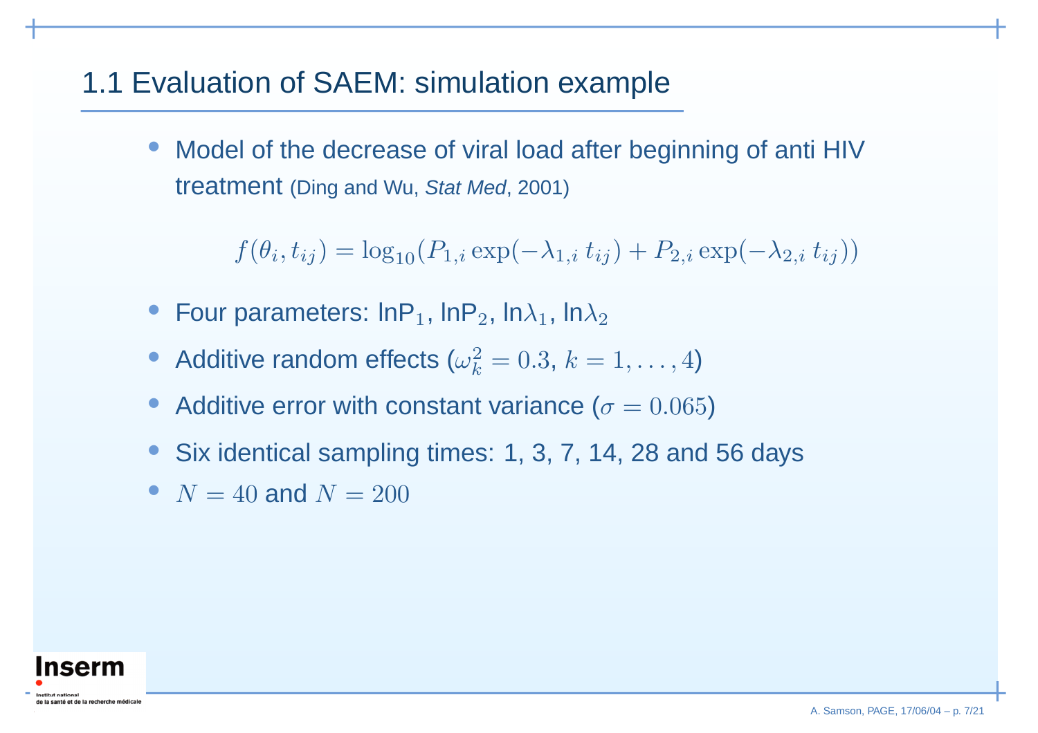## 1.1 Evaluation of SAEM: simulation example

- Model of the decrease of viral load after beginning of anti HIV treatment (Ding and Wu, *Stat Med*, 2001)

$$f(\theta_i, t_{ij}) = \log_{10}(P_{1,i} \exp(-\lambda_{1,i}\, t_{ij}) + P_{2,i} \exp(-\lambda_{2,i}\, t_{ij}))$$

- Four parameters: $\ln P_1$, $\ln P_2$, $\ln \lambda_1$, $\ln \lambda_2$
- Additive random effects ($\omega_k^2 = 0.3$, $k = 1, \ldots, 4$)
- Additive error with constant variance ($\sigma = 0.065$)
- Six identical sampling times: 1, 3, 7, 14, 28 and 56 days
- $N = 40$ and $N = 200$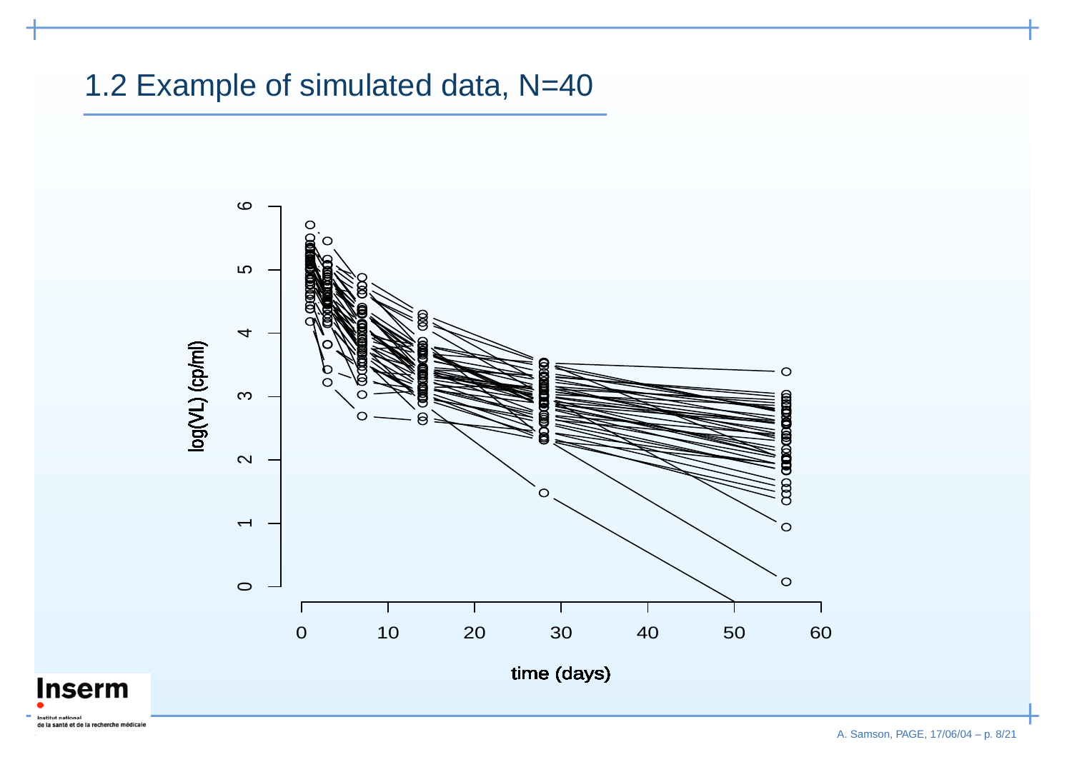# 1.2 Example of simulated data, N=40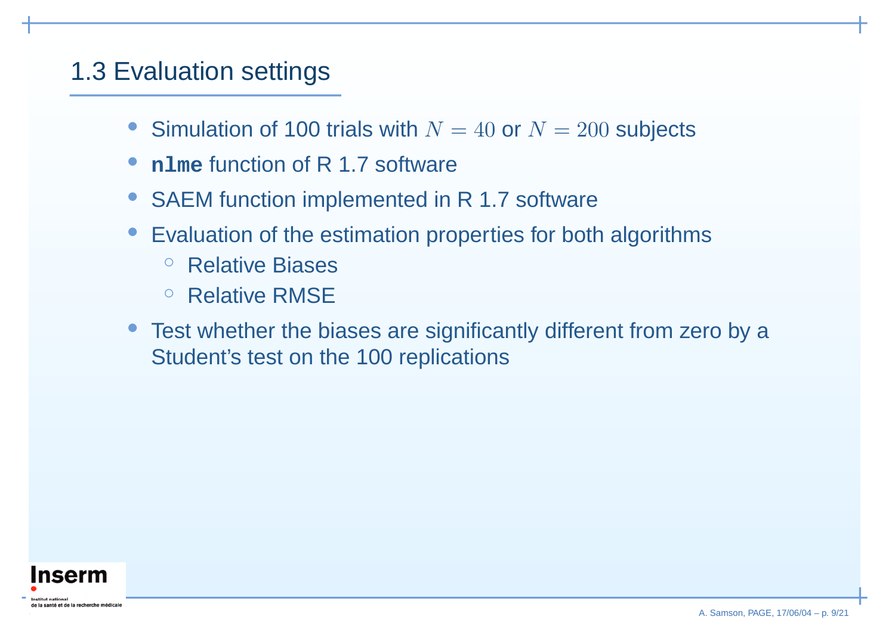## 1.3 Evaluation settings

- Simulation of 100 trials with $N = 40$ or $N = 200$ subjects
- `nlme` function of R 1.7 software
- SAEM function implemented in R 1.7 software
- Evaluation of the estimation properties for both algorithms
  - Relative Biases
  - Relative RMSE
- Test whether the biases are significantly different from zero by a Student's test on the 100 replications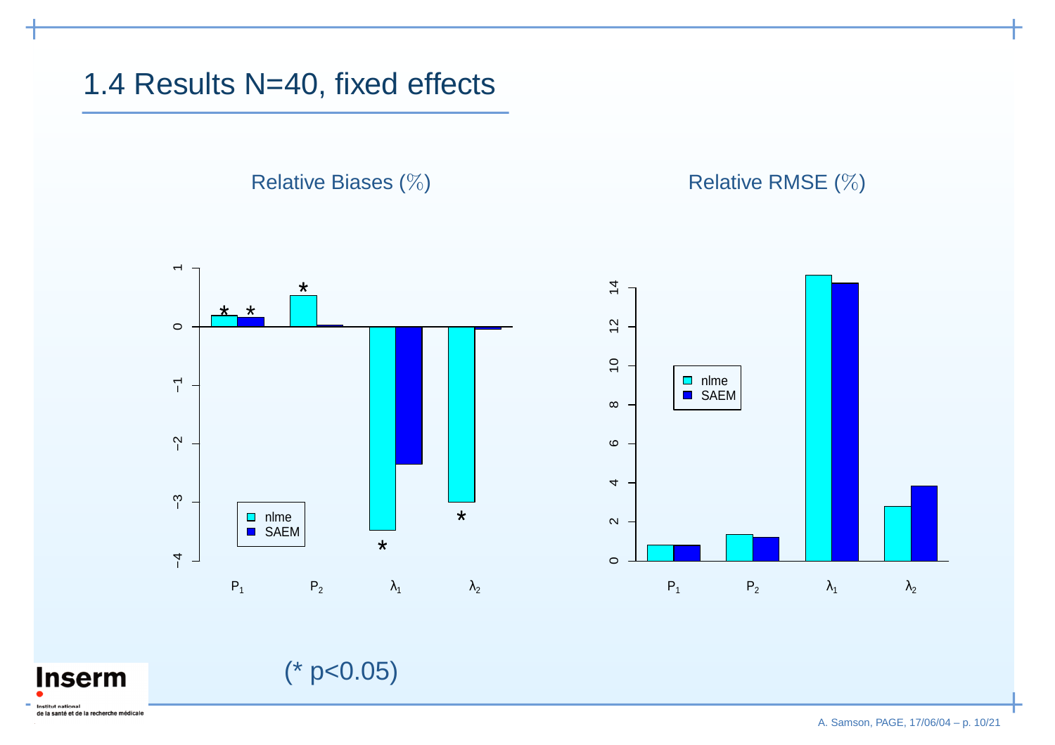## 1.4 Results N=40, fixed effects

Relative Biases (%)

Relative RMSE (%)

(* $p<0.05$)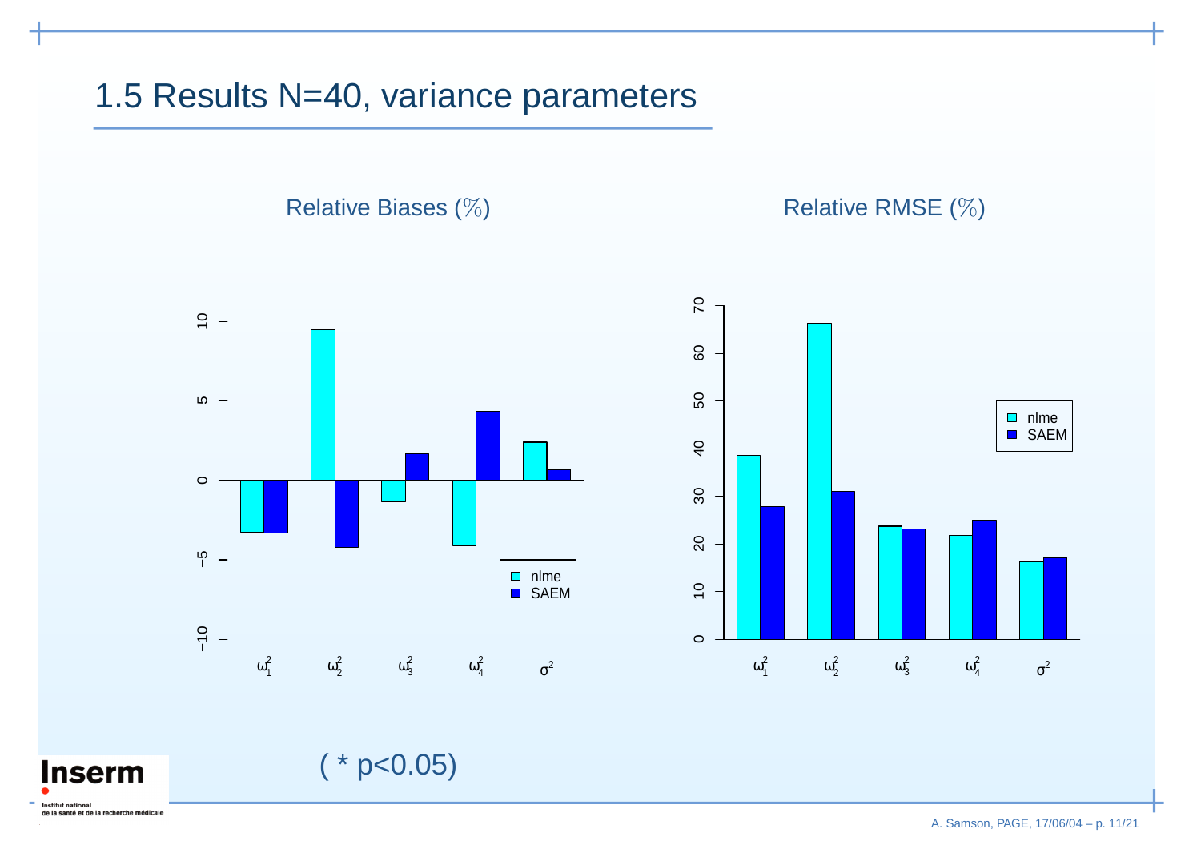## 1.5 Results N=40, variance parameters

Relative Biases (%)

Relative RMSE (%)

( * p<0.05)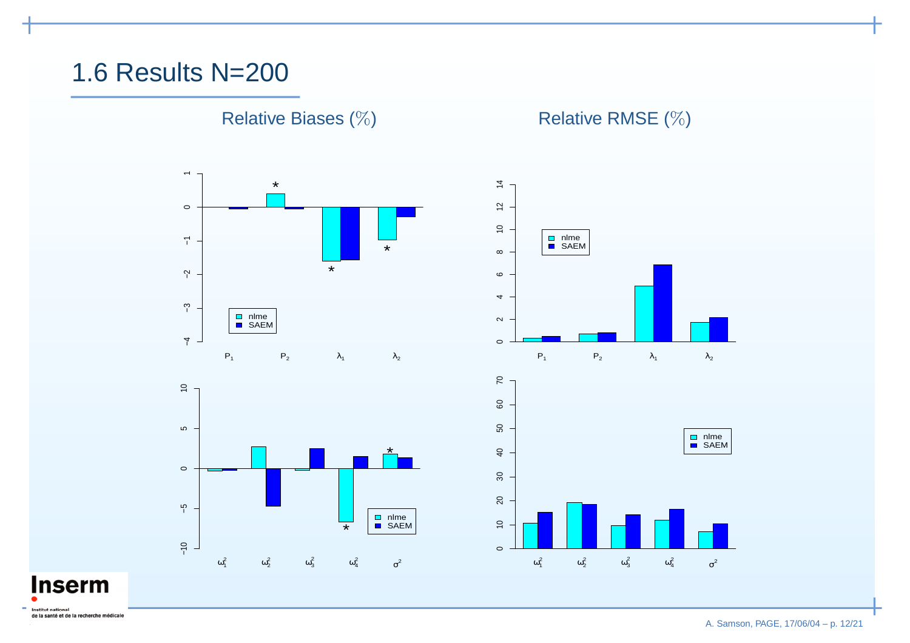# 1.6 Results N=200

Relative Biases (%)

Relative RMSE (%)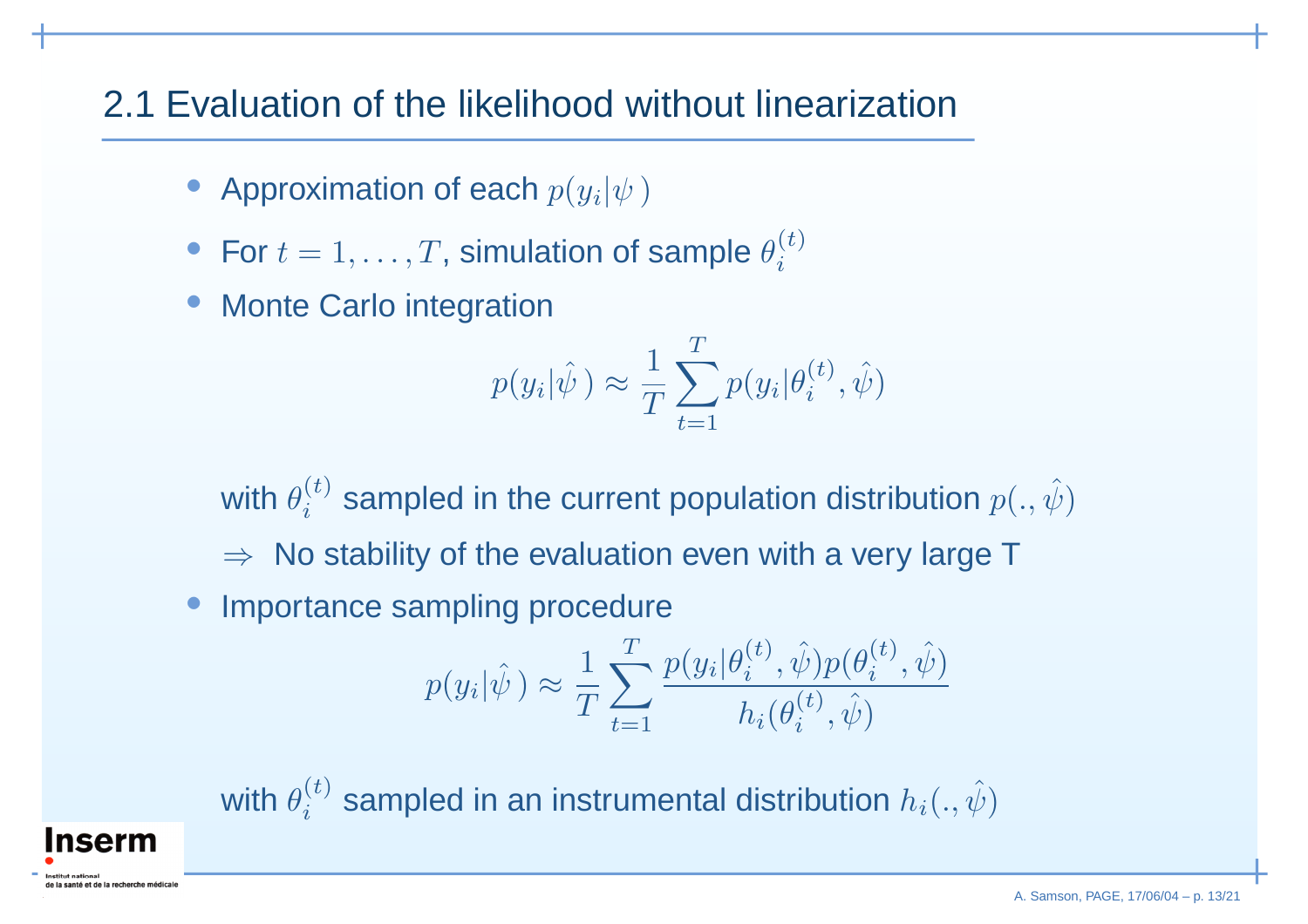## 2.1 Evaluation of the likelihood without linearization

- Approximation of each $p(y_i|\psi)$
- For $t = 1, \ldots, T$, simulation of sample $\theta_i^{(t)}$
- Monte Carlo integration

$$p(y_i|\hat{\psi}) \approx \frac{1}{T}\sum_{t=1}^{T} p(y_i|\theta_i^{(t)}, \hat{\psi})$$

with $\theta_i^{(t)}$ sampled in the current population distribution $p(., \hat{\psi})$

$\Rightarrow$ No stability of the evaluation even with a very large T

- Importance sampling procedure

$$p(y_i|\hat{\psi}) \approx \frac{1}{T}\sum_{t=1}^{T} \frac{p(y_i|\theta_i^{(t)}, \hat{\psi})p(\theta_i^{(t)}, \hat{\psi})}{h_i(\theta_i^{(t)}, \hat{\psi})}$$

with $\theta_i^{(t)}$ sampled in an instrumental distribution $h_i(., \hat{\psi})$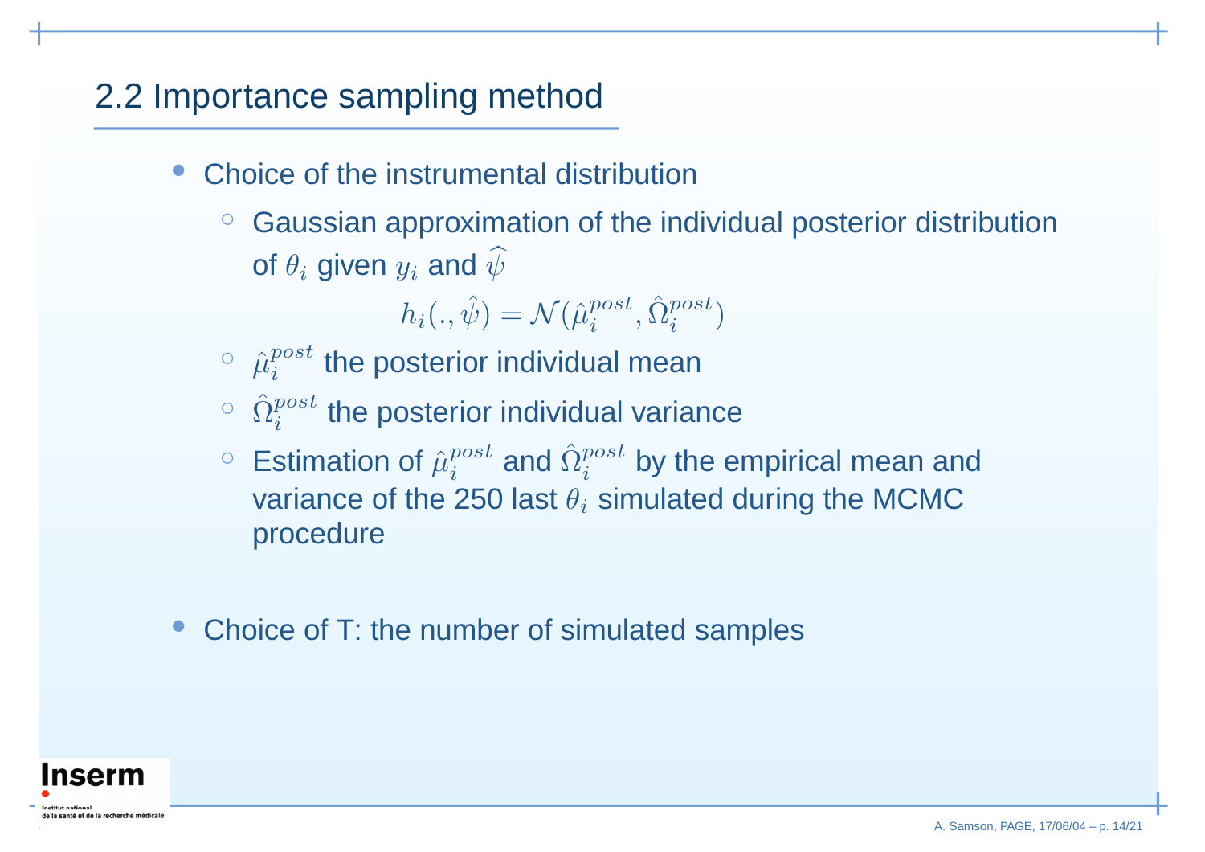## 2.2 Importance sampling method

- Choice of the instrumental distribution
  - Gaussian approximation of the individual posterior distribution of $\theta_i$ given $y_i$ and $\widehat{\psi}$

    $$h_i(., \hat{\psi}) = \mathcal{N}(\hat{\mu}_i^{post}, \hat{\Omega}_i^{post})$$

  - $\hat{\mu}_i^{post}$ the posterior individual mean
  - $\hat{\Omega}_i^{post}$ the posterior individual variance
  - Estimation of $\hat{\mu}_i^{post}$ and $\hat{\Omega}_i^{post}$ by the empirical mean and variance of the 250 last $\theta_i$ simulated during the MCMC procedure

- Choice of T: the number of simulated samples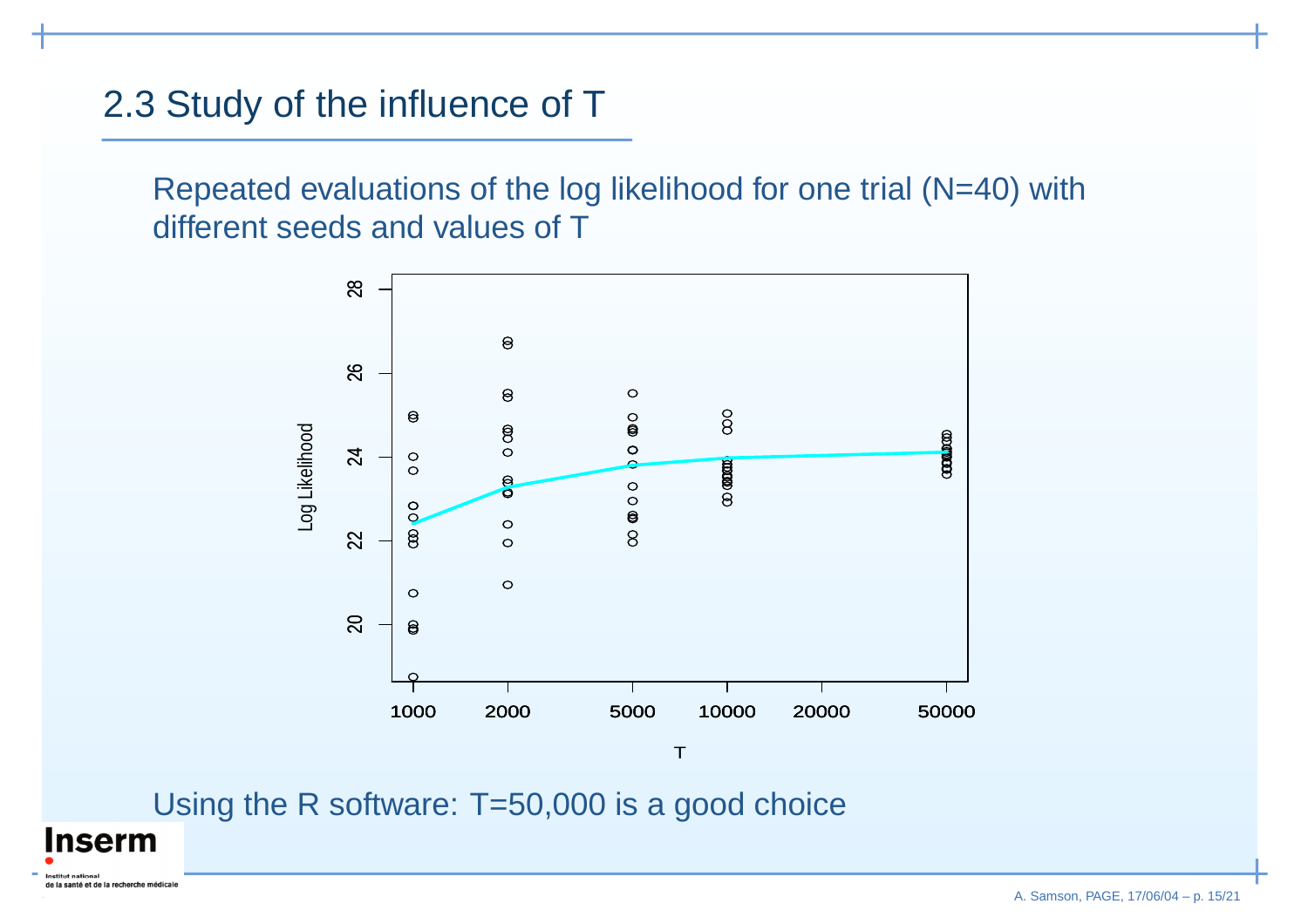## 2.3 Study of the influence of T

Repeated evaluations of the log likelihood for one trial (N=40) with different seeds and values of T

Using the R software: T=50,000 is a good choice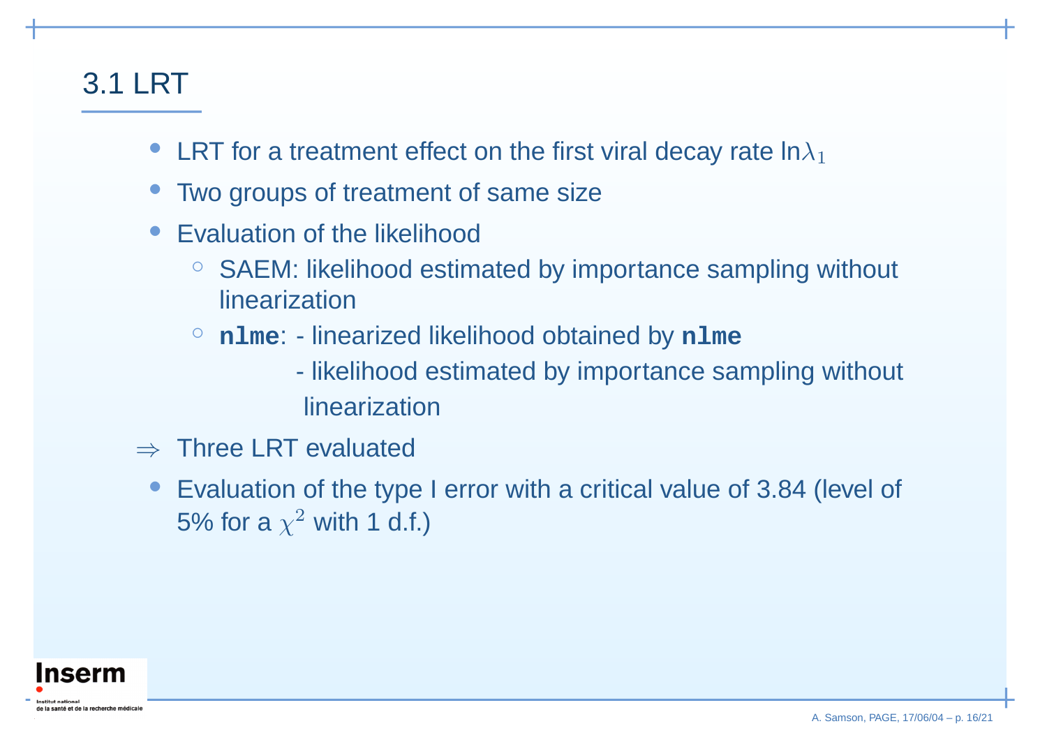## 3.1 LRT

- LRT for a treatment effect on the first viral decay rate $\ln\lambda_1$
- Two groups of treatment of same size
- Evaluation of the likelihood
  - SAEM: likelihood estimated by importance sampling without linearization
  - **`nlme`**: - linearized likelihood obtained by **`nlme`**
    - likelihood estimated by importance sampling without linearization

$\Rightarrow$ Three LRT evaluated

- Evaluation of the type I error with a critical value of 3.84 (level of 5% for a $\chi^2$ with 1 d.f.)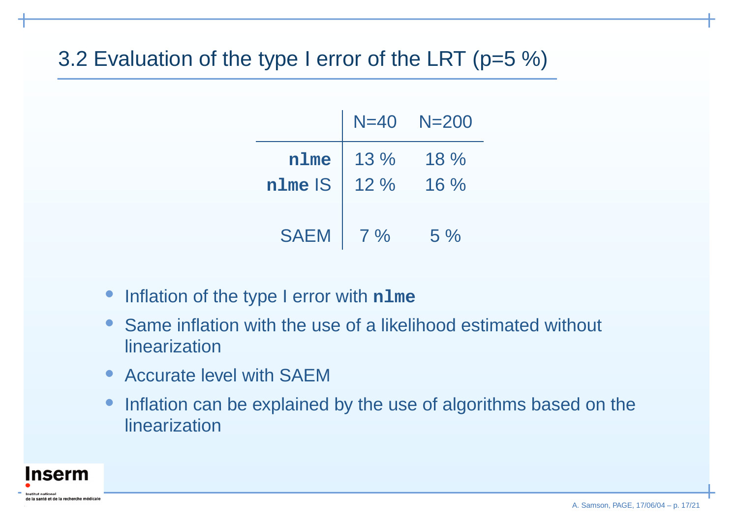## 3.2 Evaluation of the type I error of the LRT (p=5 %)

| | N=40 | N=200 |
|---|---|---|
| **`nlme`** | 13 % | 18 % |
| **`nlme`** IS | 12 % | 16 % |
| SAEM | 7 % | 5 % |

- Inflation of the type I error with **`nlme`**
- Same inflation with the use of a likelihood estimated without linearization
- Accurate level with SAEM
- Inflation can be explained by the use of algorithms based on the linearization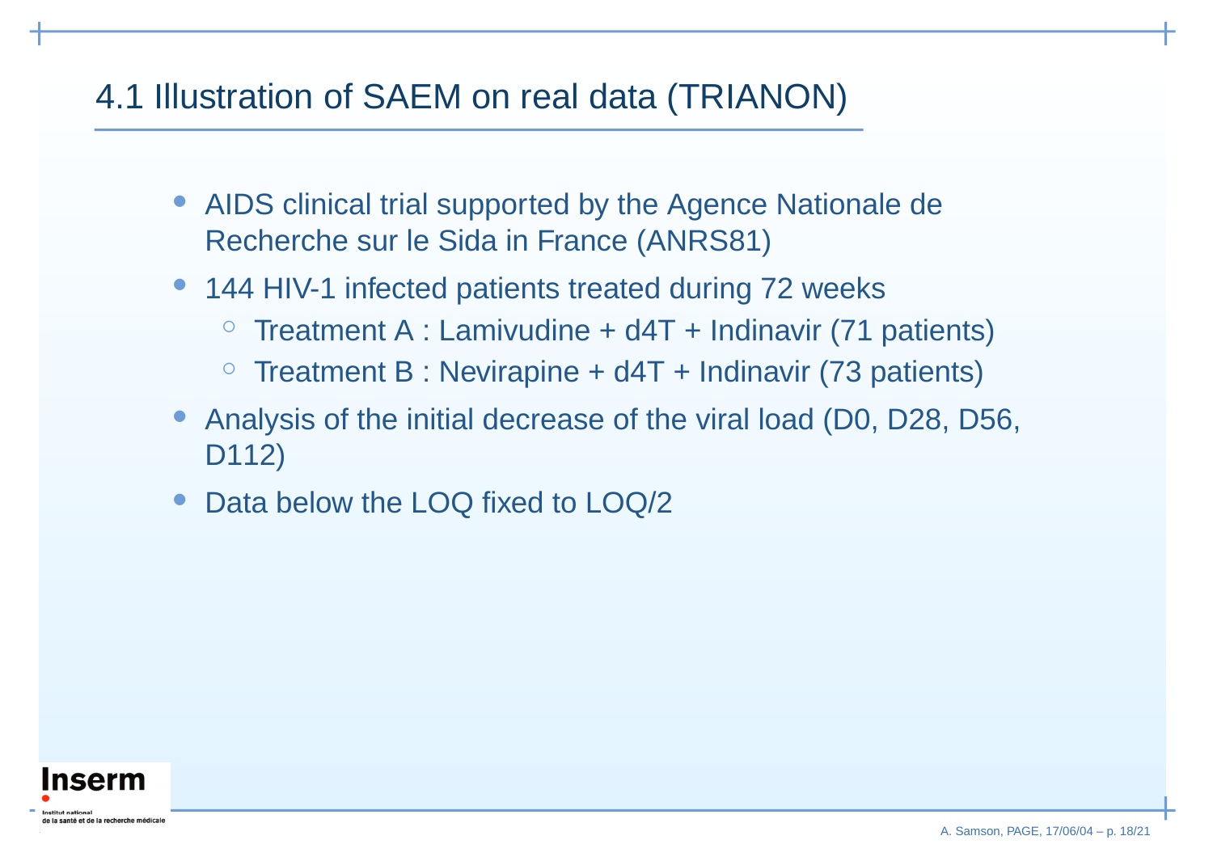## 4.1 Illustration of SAEM on real data (TRIANON)

- AIDS clinical trial supported by the Agence Nationale de Recherche sur le Sida in France (ANRS81)
- 144 HIV-1 infected patients treated during 72 weeks
  - Treatment A : Lamivudine + d4T + Indinavir (71 patients)
  - Treatment B : Nevirapine + d4T + Indinavir (73 patients)
- Analysis of the initial decrease of the viral load (D0, D28, D56, D112)
- Data below the LOQ fixed to LOQ/2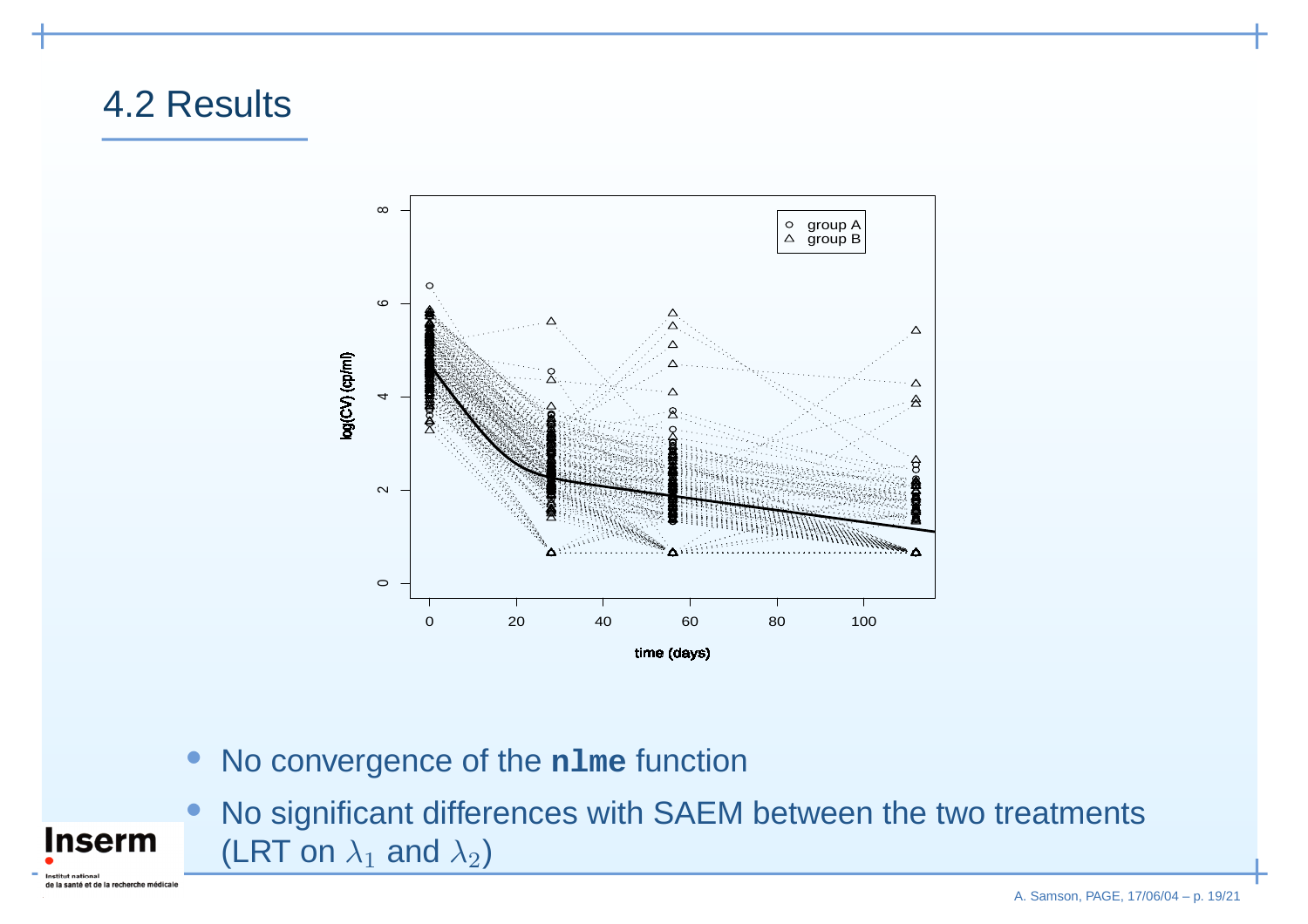## 4.2 Results

- No convergence of the **`nlme`** function
- No significant differences with SAEM between the two treatments (LRT on $\lambda_1$ and $\lambda_2$)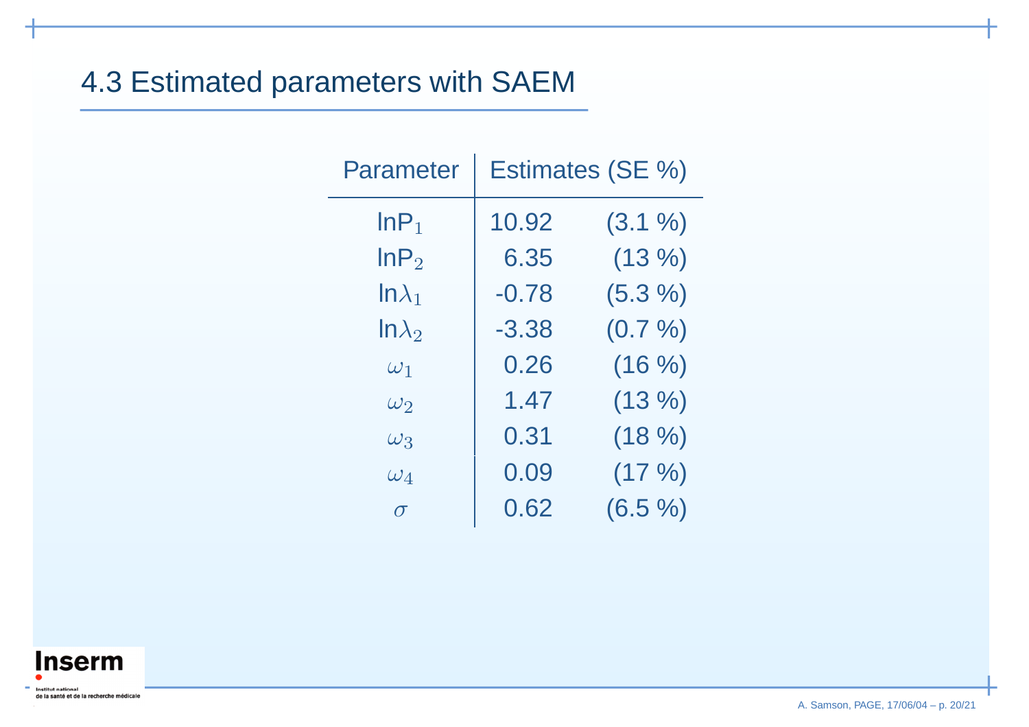## 4.3 Estimated parameters with SAEM

| Parameter | Estimates (SE %) | |
|---|---|---|
| $\ln P_1$ | 10.92 | (3.1 %) |
| $\ln P_2$ | 6.35 | (13 %) |
| $\ln \lambda_1$ | -0.78 | (5.3 %) |
| $\ln \lambda_2$ | -3.38 | (0.7 %) |
| $\omega_1$ | 0.26 | (16 %) |
| $\omega_2$ | 1.47 | (13 %) |
| $\omega_3$ | 0.31 | (18 %) |
| $\omega_4$ | 0.09 | (17 %) |
| $\sigma$ | 0.62 | (6.5 %) |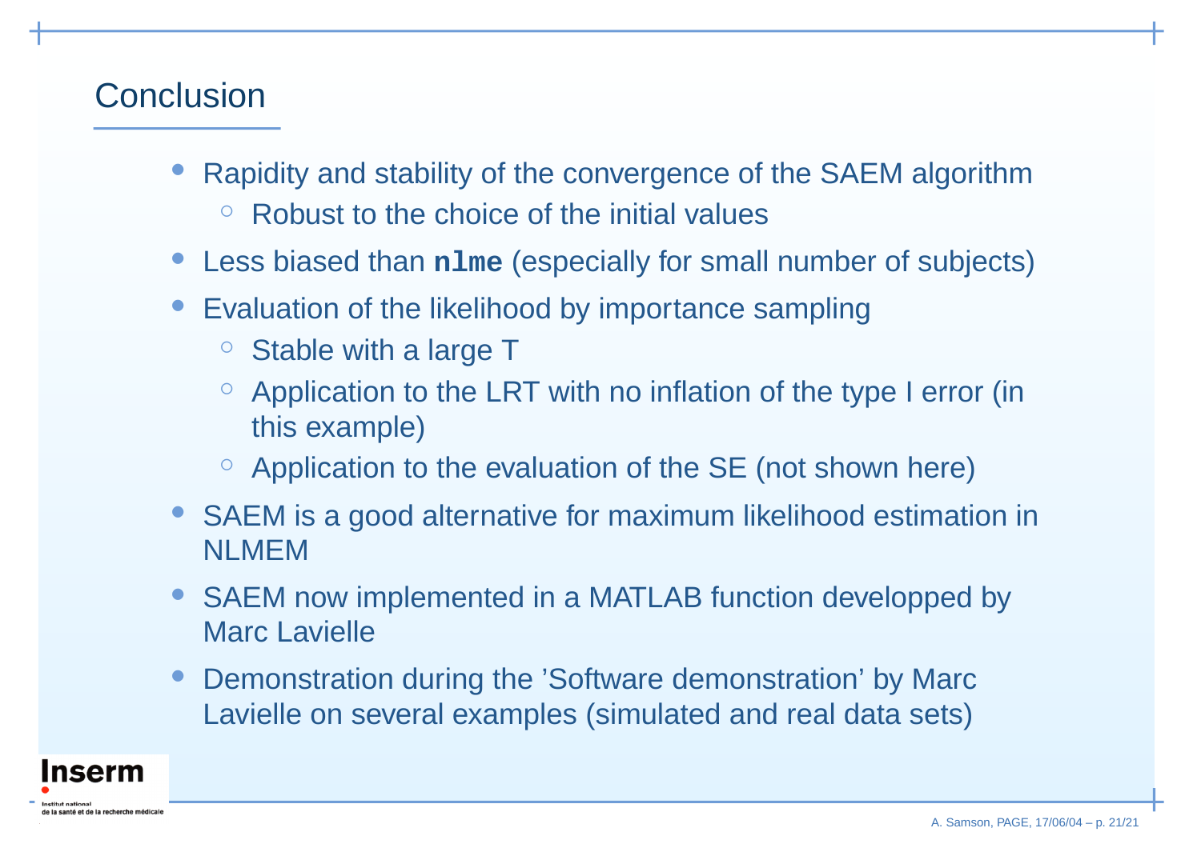## Conclusion

- Rapidity and stability of the convergence of the SAEM algorithm
  - Robust to the choice of the initial values
- Less biased than `nlme` (especially for small number of subjects)
- Evaluation of the likelihood by importance sampling
  - Stable with a large T
  - Application to the LRT with no inflation of the type I error (in this example)
  - Application to the evaluation of the SE (not shown here)
- SAEM is a good alternative for maximum likelihood estimation in NLMEM
- SAEM now implemented in a MATLAB function developped by Marc Lavielle
- Demonstration during the 'Software demonstration' by Marc Lavielle on several examples (simulated and real data sets)